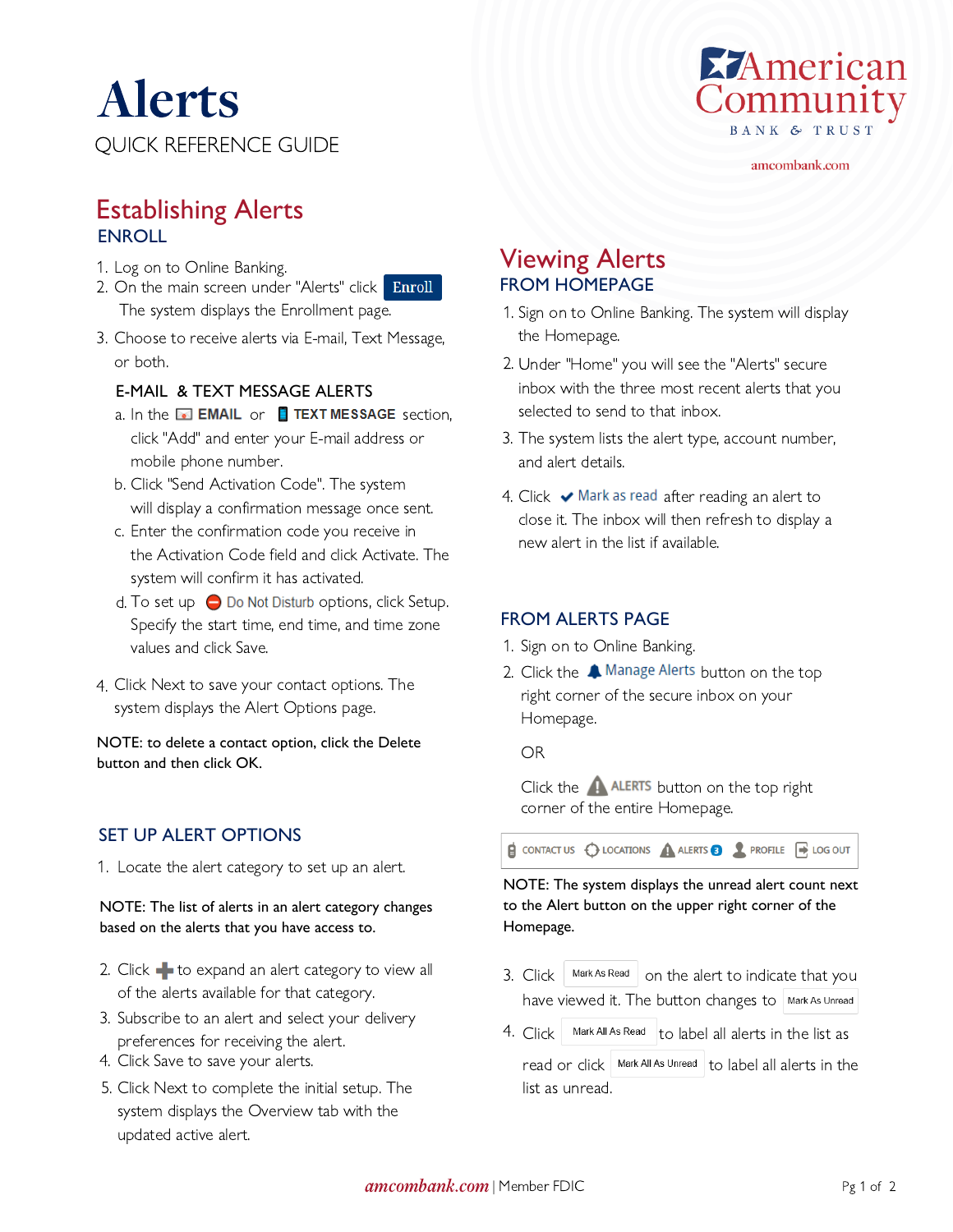# Alerts

QUICK REFERENCE GUIDE

American Community BANK & TRUST

amcombank.com

## Establishing Alerts

### ENROLL

1. Log on to Online Banking.
2. On the main screen under "Alerts" click Enroll
   The system displays the Enrollment page.
3. Choose to receive alerts via E-mail, Text Message, or both.

#### E-MAIL & TEXT MESSAGE ALERTS

a. In the EMAIL or TEXT MESSAGE section, click "Add" and enter your E-mail address or mobile phone number.

b. Click "Send Activation Code". The system will display a confirmation message once sent.

c. Enter the confirmation code you receive in the Activation Code field and click Activate. The system will confirm it has activated.

d. To set up Do Not Disturb options, click Setup. Specify the start time, end time, and time zone values and click Save.

4. Click Next to save your contact options. The system displays the Alert Options page.

NOTE: to delete a contact option, click the Delete button and then click OK.

### SET UP ALERT OPTIONS

1. Locate the alert category to set up an alert.

NOTE: The list of alerts in an alert category changes based on the alerts that you have access to.

2. Click + to expand an alert category to view all of the alerts available for that category.
3. Subscribe to an alert and select your delivery preferences for receiving the alert.
4. Click Save to save your alerts.
5. Click Next to complete the initial setup. The system displays the Overview tab with the updated active alert.

## Viewing Alerts

### FROM HOMEPAGE

1. Sign on to Online Banking. The system will display the Homepage.
2. Under "Home" you will see the "Alerts" secure inbox with the three most recent alerts that you selected to send to that inbox.
3. The system lists the alert type, account number, and alert details.
4. Click Mark as read after reading an alert to close it. The inbox will then refresh to display a new alert in the list if available.

### FROM ALERTS PAGE

1. Sign on to Online Banking.
2. Click the Manage Alerts button on the top right corner of the secure inbox on your Homepage.

   OR

   Click the ALERTS button on the top right corner of the entire Homepage.

   CONTACT US | LOCATIONS | ALERTS 3 | PROFILE | LOG OUT

NOTE: The system displays the unread alert count next to the Alert button on the upper right corner of the Homepage.

3. Click Mark As Read on the alert to indicate that you have viewed it. The button changes to Mark As Unread
4. Click Mark All As Read to label all alerts in the list as read or click Mark All As Unread to label all alerts in the list as unread.

amcombank.com | Member FDIC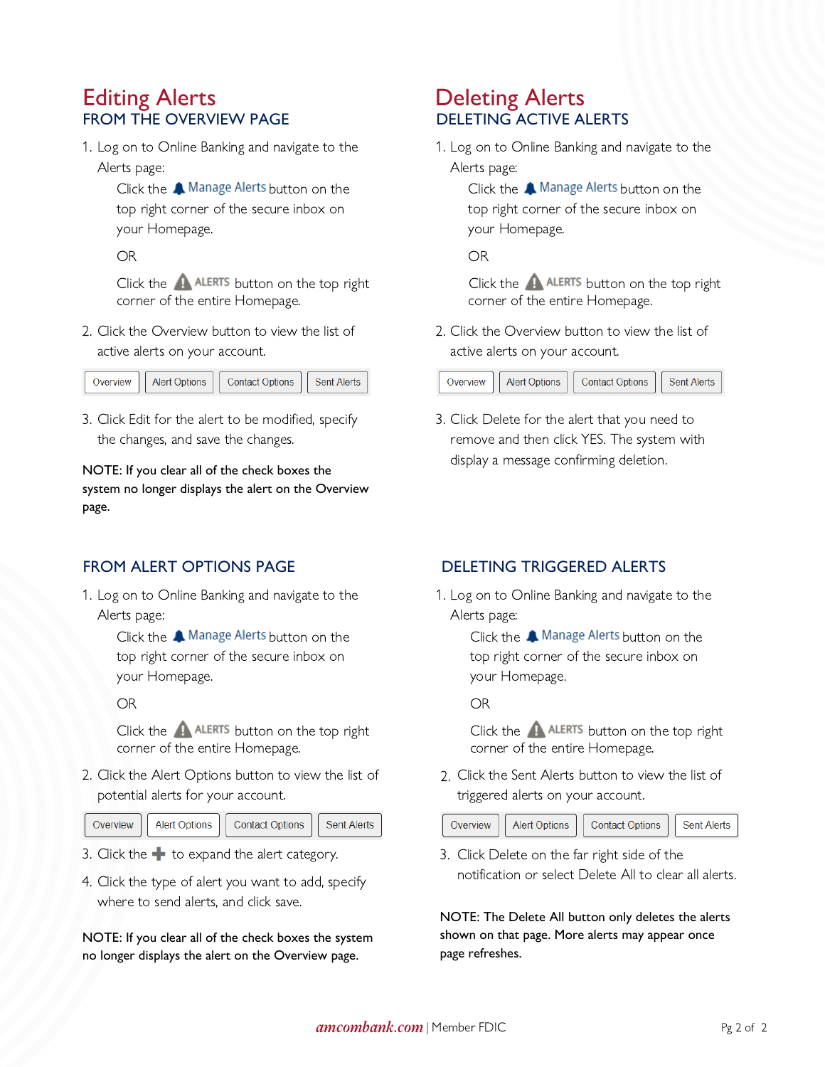# Editing Alerts

## FROM THE OVERVIEW PAGE

1. Log on to Online Banking and navigate to the Alerts page:

   Click the Manage Alerts button on the top right corner of the secure inbox on your Homepage.

   OR

   Click the ALERTS button on the top right corner of the entire Homepage.

2. Click the Overview button to view the list of active alerts on your account.

   Overview | Alert Options | Contact Options | Sent Alerts

3. Click Edit for the alert to be modified, specify the changes, and save the changes.

**NOTE: If you clear all of the check boxes the system no longer displays the alert on the Overview page.**

## FROM ALERT OPTIONS PAGE

1. Log on to Online Banking and navigate to the Alerts page:

   Click the Manage Alerts button on the top right corner of the secure inbox on your Homepage.

   OR

   Click the ALERTS button on the top right corner of the entire Homepage.

2. Click the Alert Options button to view the list of potential alerts for your account.

   Overview | Alert Options | Contact Options | Sent Alerts

3. Click the + to expand the alert category.
4. Click the type of alert you want to add, specify where to send alerts, and click save.

**NOTE: If you clear all of the check boxes the system no longer displays the alert on the Overview page.**

# Deleting Alerts

## DELETING ACTIVE ALERTS

1. Log on to Online Banking and navigate to the Alerts page:

   Click the Manage Alerts button on the top right corner of the secure inbox on your Homepage.

   OR

   Click the ALERTS button on the top right corner of the entire Homepage.

2. Click the Overview button to view the list of active alerts on your account.

   Overview | Alert Options | Contact Options | Sent Alerts

3. Click Delete for the alert that you need to remove and then click YES. The system with display a message confirming deletion.

## DELETING TRIGGERED ALERTS

1. Log on to Online Banking and navigate to the Alerts page:

   Click the Manage Alerts button on the top right corner of the secure inbox on your Homepage.

   OR

   Click the ALERTS button on the top right corner of the entire Homepage.

2. Click the Sent Alerts button to view the list of triggered alerts on your account.

   Overview | Alert Options | Contact Options | Sent Alerts

3. Click Delete on the far right side of the notification or select Delete All to clear all alerts.

**NOTE: The Delete All button only deletes the alerts shown on that page. More alerts may appear once page refreshes.**

*amcombank.com* | Member FDIC